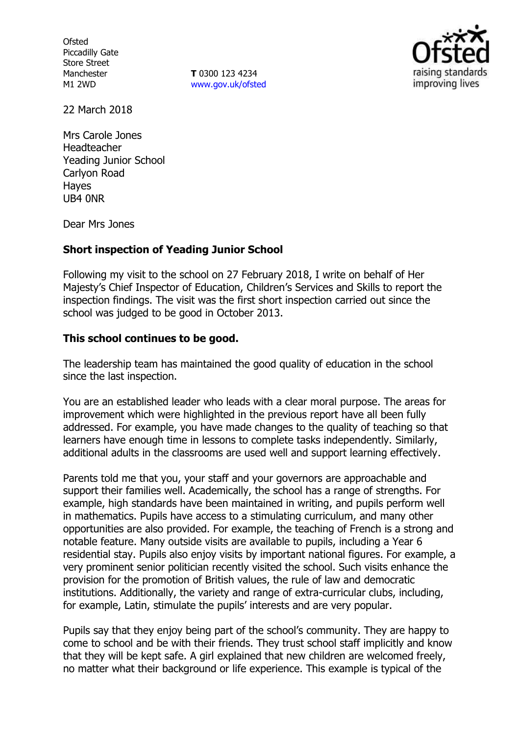Ofsted
Piccadilly Gate
Store Street
Manchester
M1 2WD

**T** 0300 123 4234
www.gov.uk/ofsted

22 March 2018

Mrs Carole Jones
Headteacher
Yeading Junior School
Carlyon Road
Hayes
UB4 0NR

Dear Mrs Jones

**Short inspection of Yeading Junior School**

Following my visit to the school on 27 February 2018, I write on behalf of Her Majesty's Chief Inspector of Education, Children's Services and Skills to report the inspection findings. The visit was the first short inspection carried out since the school was judged to be good in October 2013.

**This school continues to be good.**

The leadership team has maintained the good quality of education in the school since the last inspection.

You are an established leader who leads with a clear moral purpose. The areas for improvement which were highlighted in the previous report have all been fully addressed. For example, you have made changes to the quality of teaching so that learners have enough time in lessons to complete tasks independently. Similarly, additional adults in the classrooms are used well and support learning effectively.

Parents told me that you, your staff and your governors are approachable and support their families well. Academically, the school has a range of strengths. For example, high standards have been maintained in writing, and pupils perform well in mathematics. Pupils have access to a stimulating curriculum, and many other opportunities are also provided. For example, the teaching of French is a strong and notable feature. Many outside visits are available to pupils, including a Year 6 residential stay. Pupils also enjoy visits by important national figures. For example, a very prominent senior politician recently visited the school. Such visits enhance the provision for the promotion of British values, the rule of law and democratic institutions. Additionally, the variety and range of extra-curricular clubs, including, for example, Latin, stimulate the pupils' interests and are very popular.

Pupils say that they enjoy being part of the school's community. They are happy to come to school and be with their friends. They trust school staff implicitly and know that they will be kept safe. A girl explained that new children are welcomed freely, no matter what their background or life experience. This example is typical of the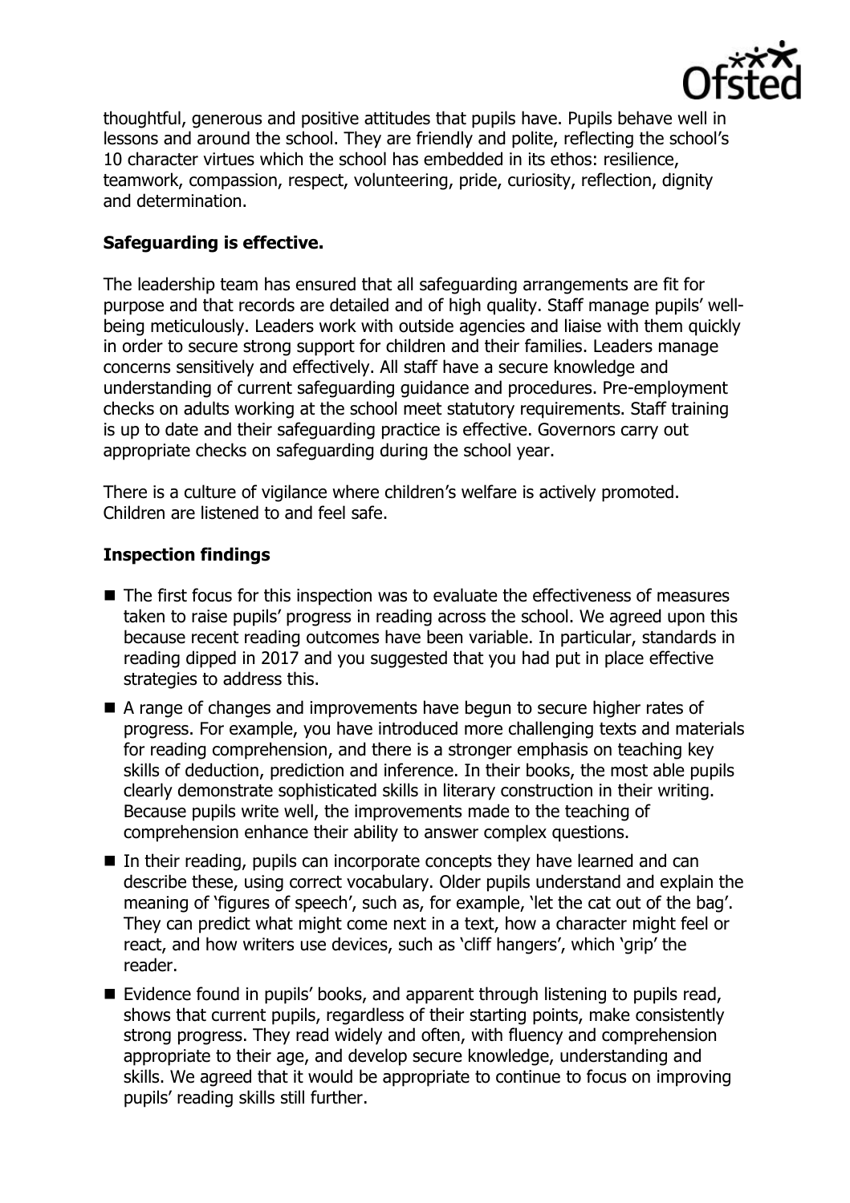thoughtful, generous and positive attitudes that pupils have. Pupils behave well in lessons and around the school. They are friendly and polite, reflecting the school's 10 character virtues which the school has embedded in its ethos: resilience, teamwork, compassion, respect, volunteering, pride, curiosity, reflection, dignity and determination.

**Safeguarding is effective.**

The leadership team has ensured that all safeguarding arrangements are fit for purpose and that records are detailed and of high quality. Staff manage pupils' well-being meticulously. Leaders work with outside agencies and liaise with them quickly in order to secure strong support for children and their families. Leaders manage concerns sensitively and effectively. All staff have a secure knowledge and understanding of current safeguarding guidance and procedures. Pre-employment checks on adults working at the school meet statutory requirements. Staff training is up to date and their safeguarding practice is effective. Governors carry out appropriate checks on safeguarding during the school year.

There is a culture of vigilance where children's welfare is actively promoted. Children are listened to and feel safe.

**Inspection findings**

- The first focus for this inspection was to evaluate the effectiveness of measures taken to raise pupils' progress in reading across the school. We agreed upon this because recent reading outcomes have been variable. In particular, standards in reading dipped in 2017 and you suggested that you had put in place effective strategies to address this.
- A range of changes and improvements have begun to secure higher rates of progress. For example, you have introduced more challenging texts and materials for reading comprehension, and there is a stronger emphasis on teaching key skills of deduction, prediction and inference. In their books, the most able pupils clearly demonstrate sophisticated skills in literary construction in their writing. Because pupils write well, the improvements made to the teaching of comprehension enhance their ability to answer complex questions.
- In their reading, pupils can incorporate concepts they have learned and can describe these, using correct vocabulary. Older pupils understand and explain the meaning of 'figures of speech', such as, for example, 'let the cat out of the bag'. They can predict what might come next in a text, how a character might feel or react, and how writers use devices, such as 'cliff hangers', which 'grip' the reader.
- Evidence found in pupils' books, and apparent through listening to pupils read, shows that current pupils, regardless of their starting points, make consistently strong progress. They read widely and often, with fluency and comprehension appropriate to their age, and develop secure knowledge, understanding and skills. We agreed that it would be appropriate to continue to focus on improving pupils' reading skills still further.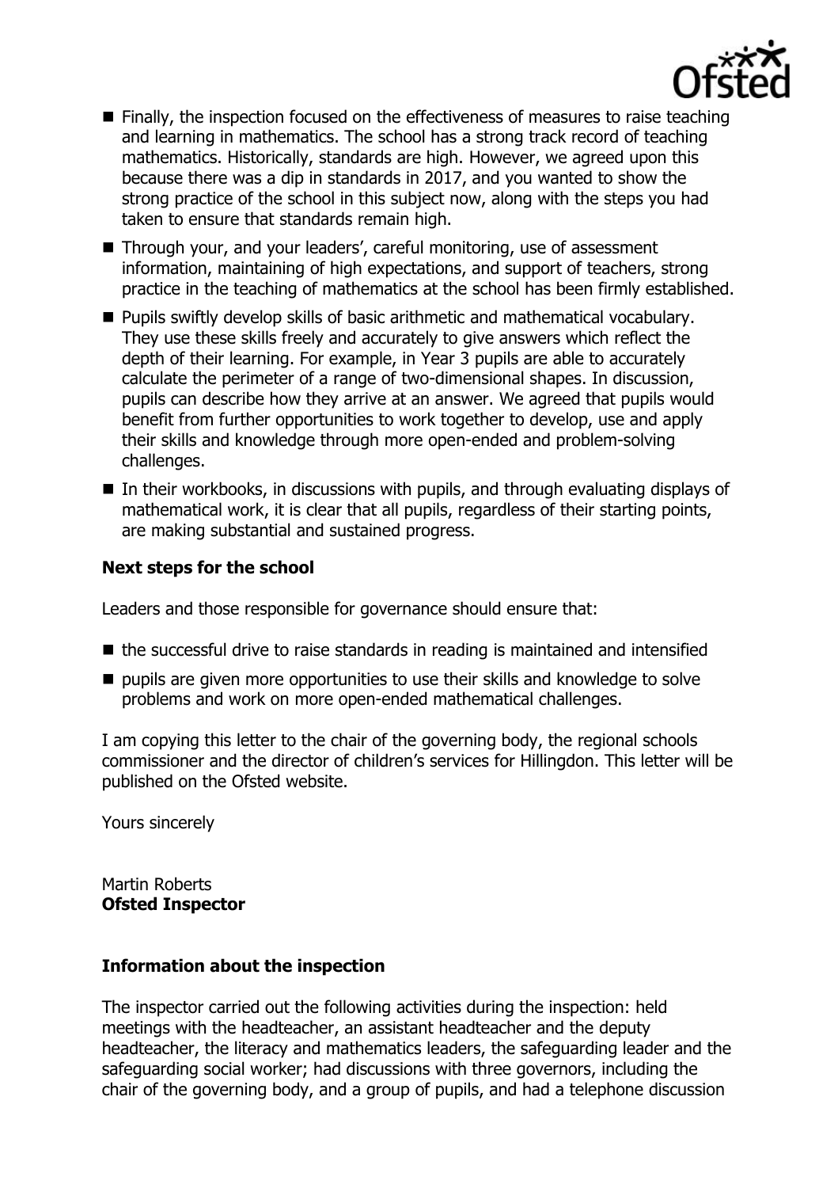- Finally, the inspection focused on the effectiveness of measures to raise teaching and learning in mathematics. The school has a strong track record of teaching mathematics. Historically, standards are high. However, we agreed upon this because there was a dip in standards in 2017, and you wanted to show the strong practice of the school in this subject now, along with the steps you had taken to ensure that standards remain high.
- Through your, and your leaders', careful monitoring, use of assessment information, maintaining of high expectations, and support of teachers, strong practice in the teaching of mathematics at the school has been firmly established.
- Pupils swiftly develop skills of basic arithmetic and mathematical vocabulary. They use these skills freely and accurately to give answers which reflect the depth of their learning. For example, in Year 3 pupils are able to accurately calculate the perimeter of a range of two-dimensional shapes. In discussion, pupils can describe how they arrive at an answer. We agreed that pupils would benefit from further opportunities to work together to develop, use and apply their skills and knowledge through more open-ended and problem-solving challenges.
- In their workbooks, in discussions with pupils, and through evaluating displays of mathematical work, it is clear that all pupils, regardless of their starting points, are making substantial and sustained progress.

## Next steps for the school

Leaders and those responsible for governance should ensure that:

- the successful drive to raise standards in reading is maintained and intensified
- pupils are given more opportunities to use their skills and knowledge to solve problems and work on more open-ended mathematical challenges.

I am copying this letter to the chair of the governing body, the regional schools commissioner and the director of children's services for Hillingdon. This letter will be published on the Ofsted website.

Yours sincerely

Martin Roberts
**Ofsted Inspector**

## Information about the inspection

The inspector carried out the following activities during the inspection: held meetings with the headteacher, an assistant headteacher and the deputy headteacher, the literacy and mathematics leaders, the safeguarding leader and the safeguarding social worker; had discussions with three governors, including the chair of the governing body, and a group of pupils, and had a telephone discussion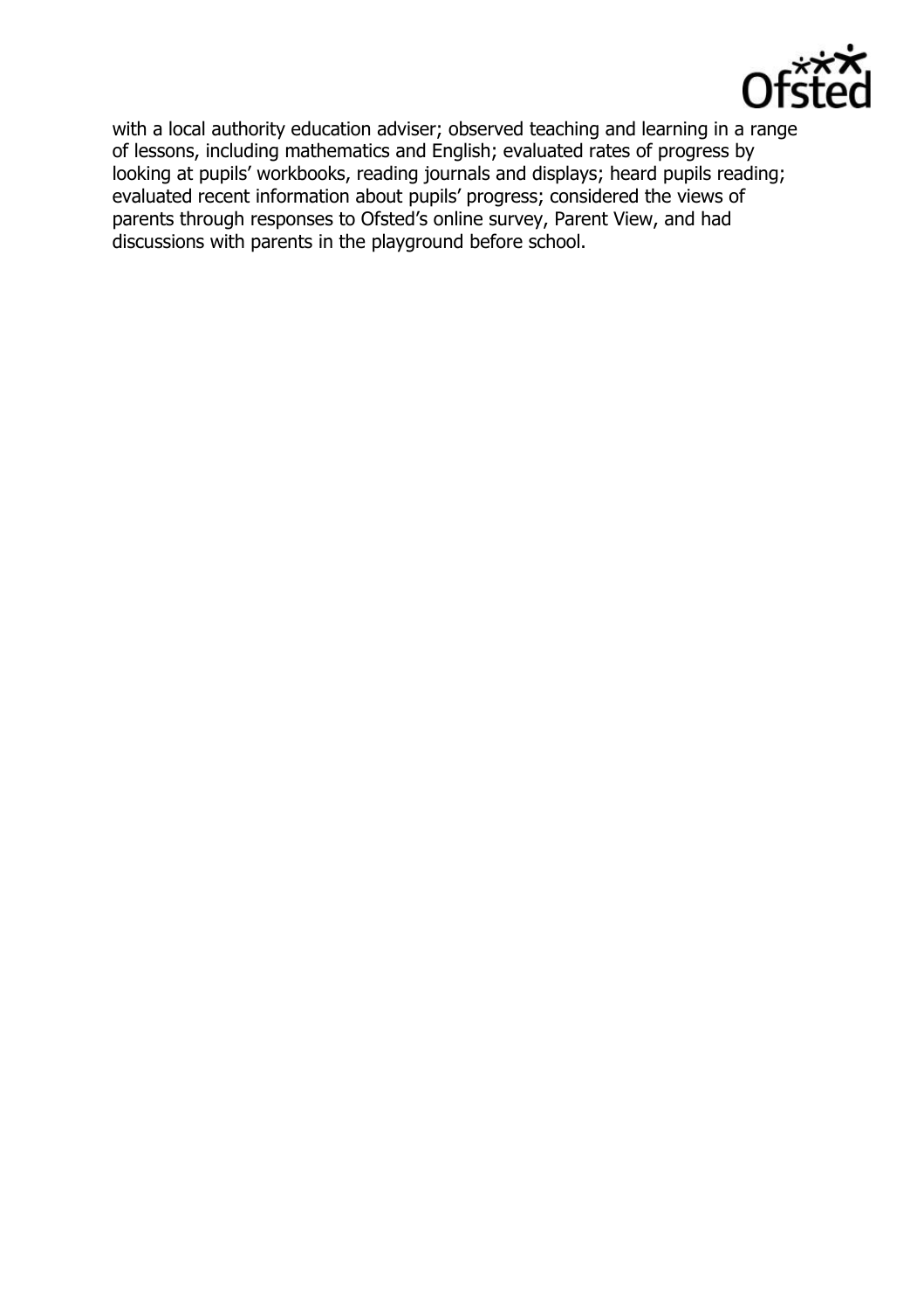with a local authority education adviser; observed teaching and learning in a range of lessons, including mathematics and English; evaluated rates of progress by looking at pupils' workbooks, reading journals and displays; heard pupils reading; evaluated recent information about pupils' progress; considered the views of parents through responses to Ofsted's online survey, Parent View, and had discussions with parents in the playground before school.